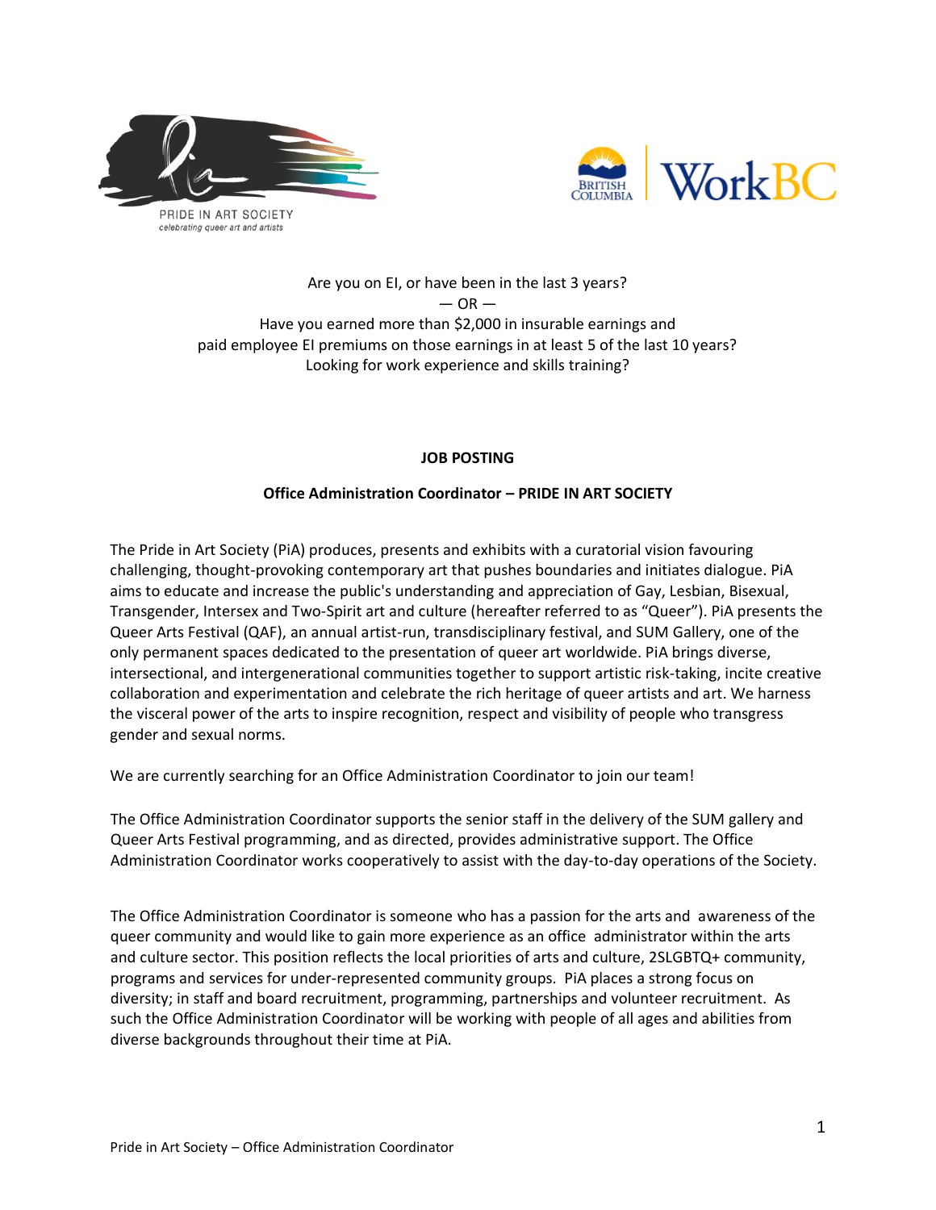PRIDE IN ART SOCIETY
*celebrating queer art and artists*

British Columbia WorkBC

Are you on EI, or have been in the last 3 years?
— OR —
Have you earned more than $2,000 in insurable earnings and
paid employee EI premiums on those earnings in at least 5 of the last 10 years?
Looking for work experience and skills training?

**JOB POSTING**

**Office Administration Coordinator – PRIDE IN ART SOCIETY**

The Pride in Art Society (PiA) produces, presents and exhibits with a curatorial vision favouring challenging, thought-provoking contemporary art that pushes boundaries and initiates dialogue. PiA aims to educate and increase the public's understanding and appreciation of Gay, Lesbian, Bisexual, Transgender, Intersex and Two-Spirit art and culture (hereafter referred to as "Queer"). PiA presents the Queer Arts Festival (QAF), an annual artist-run, transdisciplinary festival, and SUM Gallery, one of the only permanent spaces dedicated to the presentation of queer art worldwide. PiA brings diverse, intersectional, and intergenerational communities together to support artistic risk-taking, incite creative collaboration and experimentation and celebrate the rich heritage of queer artists and art. We harness the visceral power of the arts to inspire recognition, respect and visibility of people who transgress gender and sexual norms.

We are currently searching for an Office Administration Coordinator to join our team!

The Office Administration Coordinator supports the senior staff in the delivery of the SUM gallery and Queer Arts Festival programming, and as directed, provides administrative support. The Office Administration Coordinator works cooperatively to assist with the day-to-day operations of the Society.

The Office Administration Coordinator is someone who has a passion for the arts and awareness of the queer community and would like to gain more experience as an office administrator within the arts and culture sector. This position reflects the local priorities of arts and culture, 2SLGBTQ+ community, programs and services for under-represented community groups. PiA places a strong focus on diversity; in staff and board recruitment, programming, partnerships and volunteer recruitment. As such the Office Administration Coordinator will be working with people of all ages and abilities from diverse backgrounds throughout their time at PiA.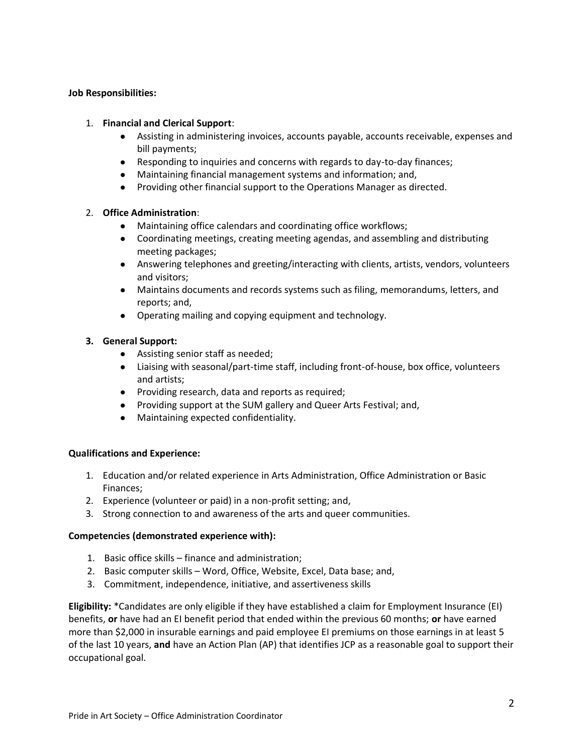**Job Responsibilities:**

1. **Financial and Clerical Support**:
    - Assisting in administering invoices, accounts payable, accounts receivable, expenses and bill payments;
    - Responding to inquiries and concerns with regards to day-to-day finances;
    - Maintaining financial management systems and information; and,
    - Providing other financial support to the Operations Manager as directed.

2. **Office Administration**:
    - Maintaining office calendars and coordinating office workflows;
    - Coordinating meetings, creating meeting agendas, and assembling and distributing meeting packages;
    - Answering telephones and greeting/interacting with clients, artists, vendors, volunteers and visitors;
    - Maintains documents and records systems such as filing, memorandums, letters, and reports; and,
    - Operating mailing and copying equipment and technology.

3. **General Support:**
    - Assisting senior staff as needed;
    - Liaising with seasonal/part-time staff, including front-of-house, box office, volunteers and artists;
    - Providing research, data and reports as required;
    - Providing support at the SUM gallery and Queer Arts Festival; and,
    - Maintaining expected confidentiality.

**Qualifications and Experience:**

1. Education and/or related experience in Arts Administration, Office Administration or Basic Finances;
2. Experience (volunteer or paid) in a non-profit setting; and,
3. Strong connection to and awareness of the arts and queer communities.

**Competencies (demonstrated experience with):**

1. Basic office skills – finance and administration;
2. Basic computer skills – Word, Office, Website, Excel, Data base; and,
3. Commitment, independence, initiative, and assertiveness skills

**Eligibility:** *Candidates are only eligible if they have established a claim for Employment Insurance (EI) benefits, **or** have had an EI benefit period that ended within the previous 60 months; **or** have earned more than $2,000 in insurable earnings and paid employee EI premiums on those earnings in at least 5 of the last 10 years, **and** have an Action Plan (AP) that identifies JCP as a reasonable goal to support their occupational goal.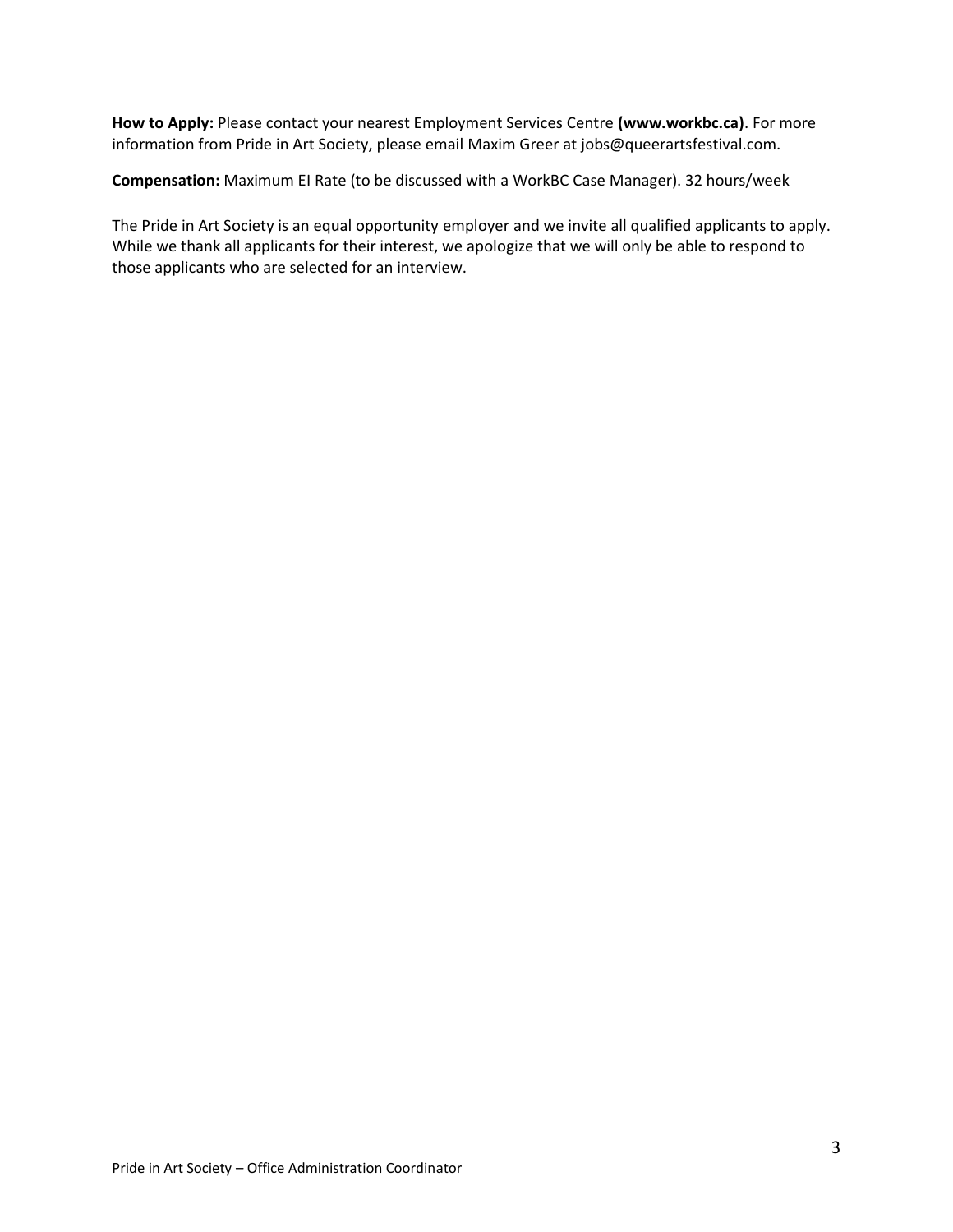**How to Apply:** Please contact your nearest Employment Services Centre **(www.workbc.ca)**. For more information from Pride in Art Society, please email Maxim Greer at jobs@queerartsfestival.com.

**Compensation:** Maximum EI Rate (to be discussed with a WorkBC Case Manager). 32 hours/week

The Pride in Art Society is an equal opportunity employer and we invite all qualified applicants to apply. While we thank all applicants for their interest, we apologize that we will only be able to respond to those applicants who are selected for an interview.